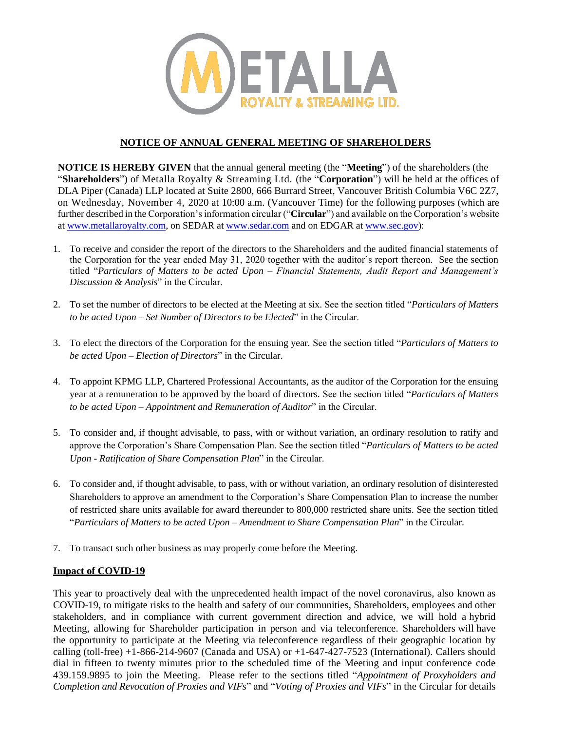# NOTICE OF ANNUAL GENERAL MEETING OF SHAREHOLDERS

**NOTICE IS HEREBY GIVEN** that the annual general meeting (the "**Meeting**") of the shareholders (the "**Shareholders**") of Metalla Royalty & Streaming Ltd. (the "**Corporation**") will be held at the offices of DLA Piper (Canada) LLP located at Suite 2800, 666 Burrard Street, Vancouver British Columbia V6C 2Z7, on Wednesday, November 4, 2020 at 10:00 a.m. (Vancouver Time) for the following purposes (which are further described in the Corporation's information circular ("**Circular**") and available on the Corporation's website at www.metallaroyalty.com, on SEDAR at www.sedar.com and on EDGAR at www.sec.gov):

1. To receive and consider the report of the directors to the Shareholders and the audited financial statements of the Corporation for the year ended May 31, 2020 together with the auditor's report thereon. See the section titled "*Particulars of Matters to be acted Upon – Financial Statements, Audit Report and Management's Discussion & Analysis*" in the Circular.

2. To set the number of directors to be elected at the Meeting at six. See the section titled "*Particulars of Matters to be acted Upon – Set Number of Directors to be Elected*" in the Circular.

3. To elect the directors of the Corporation for the ensuing year. See the section titled "*Particulars of Matters to be acted Upon – Election of Directors*" in the Circular.

4. To appoint KPMG LLP, Chartered Professional Accountants, as the auditor of the Corporation for the ensuing year at a remuneration to be approved by the board of directors. See the section titled "*Particulars of Matters to be acted Upon – Appointment and Remuneration of Auditor*" in the Circular.

5. To consider and, if thought advisable, to pass, with or without variation, an ordinary resolution to ratify and approve the Corporation's Share Compensation Plan. See the section titled "*Particulars of Matters to be acted Upon - Ratification of Share Compensation Plan*" in the Circular.

6. To consider and, if thought advisable, to pass, with or without variation, an ordinary resolution of disinterested Shareholders to approve an amendment to the Corporation's Share Compensation Plan to increase the number of restricted share units available for award thereunder to 800,000 restricted share units. See the section titled "*Particulars of Matters to be acted Upon – Amendment to Share Compensation Plan*" in the Circular.

7. To transact such other business as may properly come before the Meeting.

## Impact of COVID-19

This year to proactively deal with the unprecedented health impact of the novel coronavirus, also known as COVID-19, to mitigate risks to the health and safety of our communities, Shareholders, employees and other stakeholders, and in compliance with current government direction and advice, we will hold a hybrid Meeting, allowing for Shareholder participation in person and via teleconference. Shareholders will have the opportunity to participate at the Meeting via teleconference regardless of their geographic location by calling (toll-free) +1-866-214-9607 (Canada and USA) or +1-647-427-7523 (International). Callers should dial in fifteen to twenty minutes prior to the scheduled time of the Meeting and input conference code 439.159.9895 to join the Meeting. Please refer to the sections titled "*Appointment of Proxyholders and Completion and Revocation of Proxies and VIFs*" and "*Voting of Proxies and VIFs*" in the Circular for details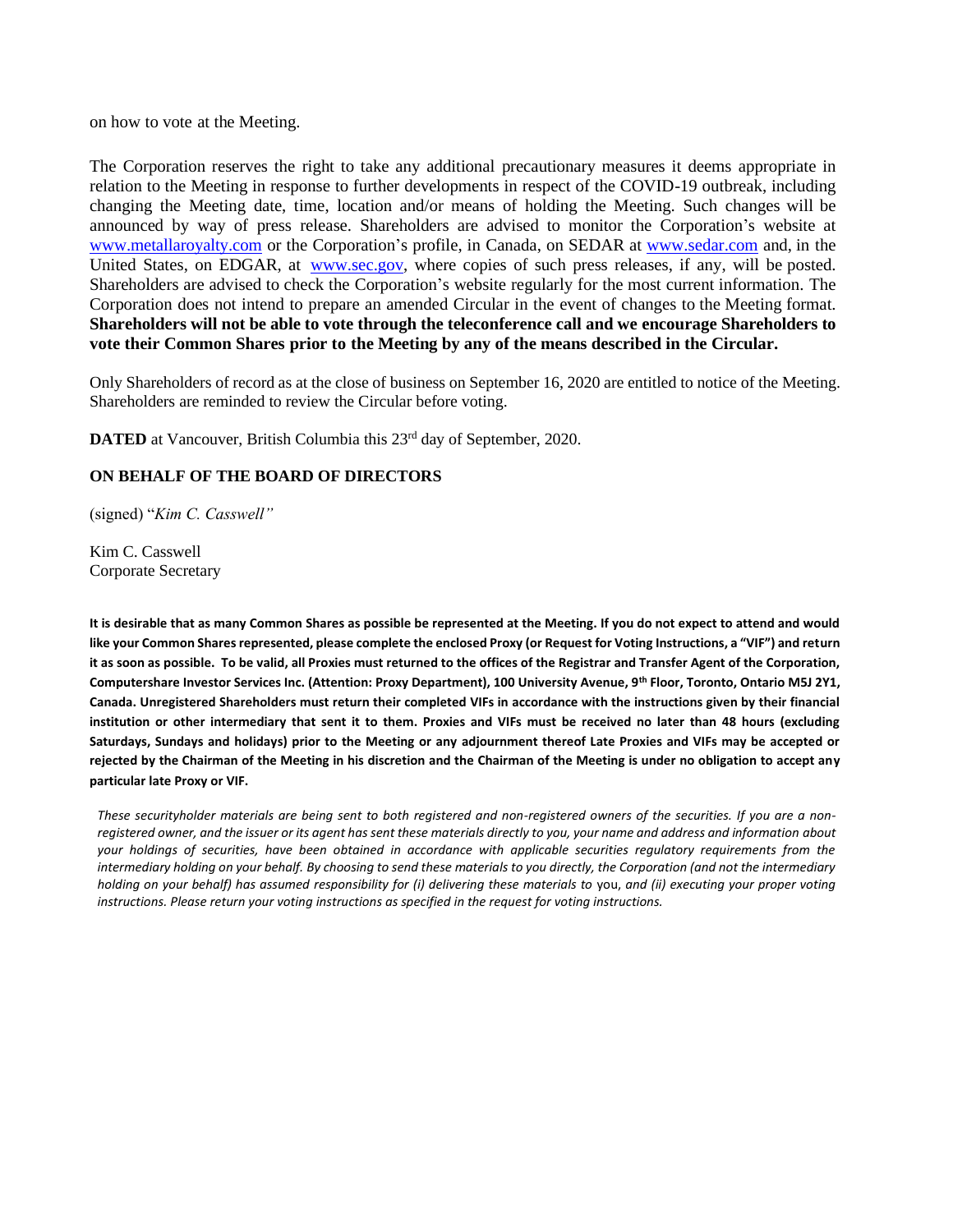on how to vote at the Meeting.

The Corporation reserves the right to take any additional precautionary measures it deems appropriate in relation to the Meeting in response to further developments in respect of the COVID-19 outbreak, including changing the Meeting date, time, location and/or means of holding the Meeting. Such changes will be announced by way of press release. Shareholders are advised to monitor the Corporation's website at www.metallaroyalty.com or the Corporation's profile, in Canada, on SEDAR at www.sedar.com and, in the United States, on EDGAR, at www.sec.gov, where copies of such press releases, if any, will be posted. Shareholders are advised to check the Corporation's website regularly for the most current information. The Corporation does not intend to prepare an amended Circular in the event of changes to the Meeting format. **Shareholders will not be able to vote through the teleconference call and we encourage Shareholders to vote their Common Shares prior to the Meeting by any of the means described in the Circular.**

Only Shareholders of record as at the close of business on September 16, 2020 are entitled to notice of the Meeting. Shareholders are reminded to review the Circular before voting.

**DATED** at Vancouver, British Columbia this 23rd day of September, 2020.

**ON BEHALF OF THE BOARD OF DIRECTORS**

(signed) "*Kim C. Casswell*"

Kim C. Casswell
Corporate Secretary

**It is desirable that as many Common Shares as possible be represented at the Meeting. If you do not expect to attend and would like your Common Shares represented, please complete the enclosed Proxy (or Request for Voting Instructions, a "VIF") and return it as soon as possible. To be valid, all Proxies must returned to the offices of the Registrar and Transfer Agent of the Corporation, Computershare Investor Services Inc. (Attention: Proxy Department), 100 University Avenue, 9th Floor, Toronto, Ontario M5J 2Y1, Canada. Unregistered Shareholders must return their completed VIFs in accordance with the instructions given by their financial institution or other intermediary that sent it to them. Proxies and VIFs must be received no later than 48 hours (excluding Saturdays, Sundays and holidays) prior to the Meeting or any adjournment thereof Late Proxies and VIFs may be accepted or rejected by the Chairman of the Meeting in his discretion and the Chairman of the Meeting is under no obligation to accept any particular late Proxy or VIF.**

*These securityholder materials are being sent to both registered and non-registered owners of the securities. If you are a non-registered owner, and the issuer or its agent has sent these materials directly to you, your name and address and information about your holdings of securities, have been obtained in accordance with applicable securities regulatory requirements from the intermediary holding on your behalf. By choosing to send these materials to you directly, the Corporation (and not the intermediary holding on your behalf) has assumed responsibility for (i) delivering these materials to* you, *and (ii) executing your proper voting instructions. Please return your voting instructions as specified in the request for voting instructions.*